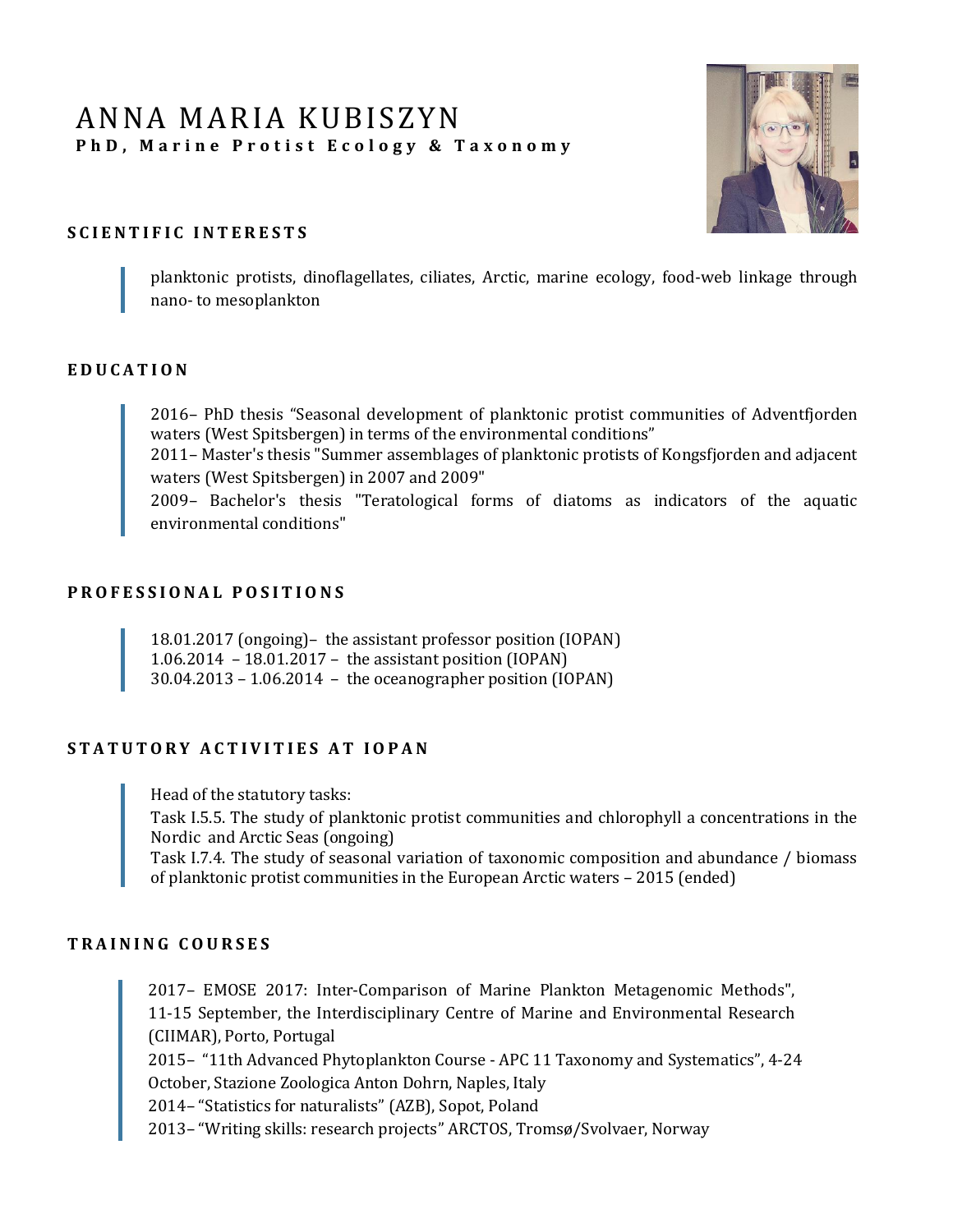# ANNA MARIA KUBISZYN

**PhD, Marine Protist Ecology & Taxonomy**

## SCIENTIFIC INTERESTS

planktonic protists, dinoflagellates, ciliates, Arctic, marine ecology, food-web linkage through nano- to mesoplankton

## EDUCATION

2016– PhD thesis "Seasonal development of planktonic protist communities of Adventfjorden waters (West Spitsbergen) in terms of the environmental conditions"
2011– Master's thesis "Summer assemblages of planktonic protists of Kongsfjorden and adjacent waters (West Spitsbergen) in 2007 and 2009"
2009– Bachelor's thesis "Teratological forms of diatoms as indicators of the aquatic environmental conditions"

## PROFESSIONAL POSITIONS

18.01.2017 (ongoing)– the assistant professor position (IOPAN)
1.06.2014 – 18.01.2017 – the assistant position (IOPAN)
30.04.2013 – 1.06.2014 – the oceanographer position (IOPAN)

## STATUTORY ACTIVITIES AT IOPAN

Head of the statutory tasks:
Task I.5.5. The study of planktonic protist communities and chlorophyll a concentrations in the Nordic and Arctic Seas (ongoing)
Task I.7.4. The study of seasonal variation of taxonomic composition and abundance / biomass of planktonic protist communities in the European Arctic waters – 2015 (ended)

## TRAINING COURSES

2017– EMOSE 2017: Inter-Comparison of Marine Plankton Metagenomic Methods", 11-15 September, the Interdisciplinary Centre of Marine and Environmental Research (CIIMAR), Porto, Portugal
2015– "11th Advanced Phytoplankton Course - APC 11 Taxonomy and Systematics", 4-24 October, Stazione Zoologica Anton Dohrn, Naples, Italy
2014– "Statistics for naturalists" (AZB), Sopot, Poland
2013– "Writing skills: research projects" ARCTOS, Tromsø/Svolvaer, Norway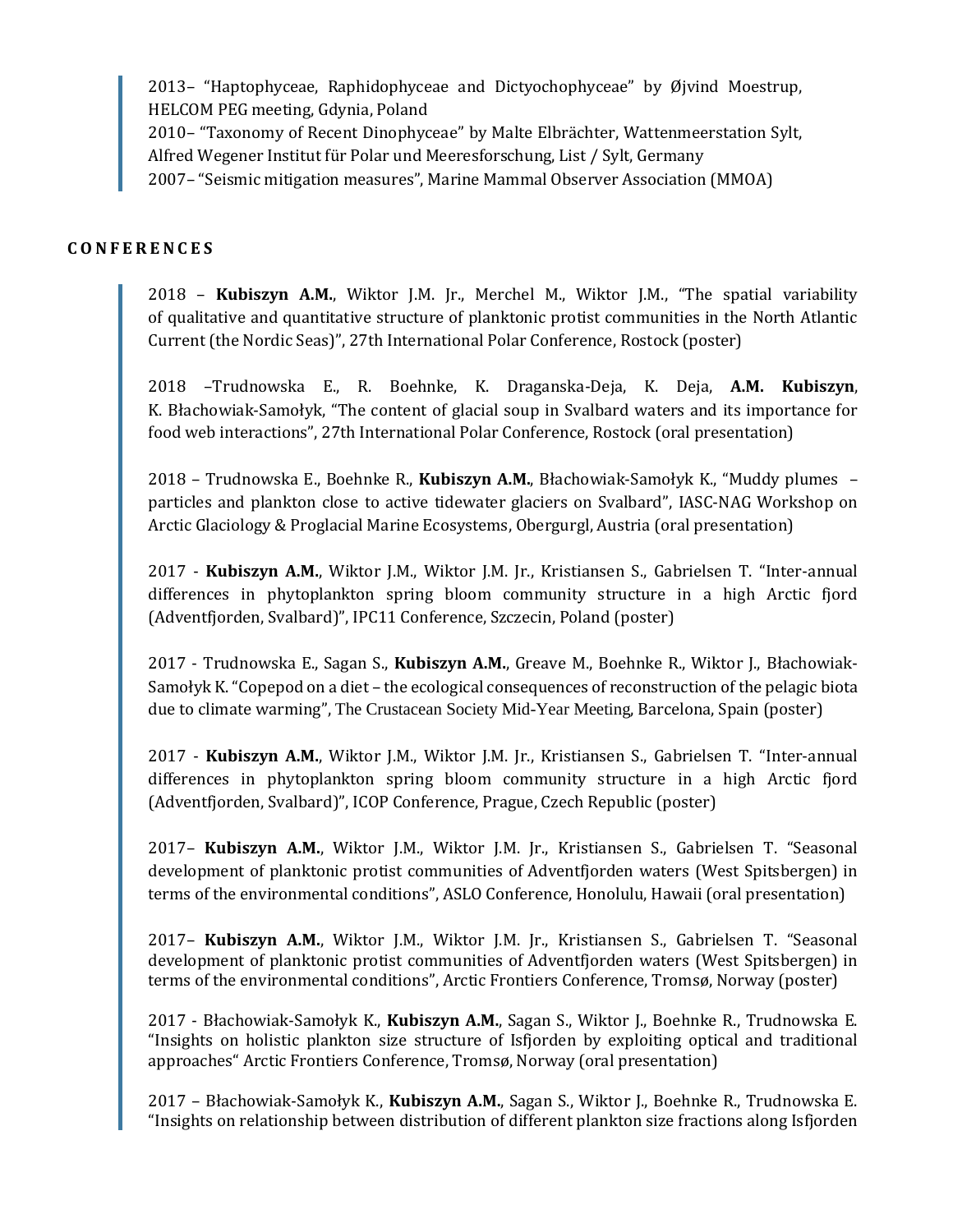2013– "Haptophyceae, Raphidophyceae and Dictyochophyceae" by Øjvind Moestrup, HELCOM PEG meeting, Gdynia, Poland
2010– "Taxonomy of Recent Dinophyceae" by Malte Elbrächter, Wattenmeerstation Sylt, Alfred Wegener Institut für Polar und Meeresforschung, List / Sylt, Germany
2007– "Seismic mitigation measures", Marine Mammal Observer Association (MMOA)

## CONFERENCES

2018 – **Kubiszyn A.M.**, Wiktor J.M. Jr., Merchel M., Wiktor J.M., "The spatial variability of qualitative and quantitative structure of planktonic protist communities in the North Atlantic Current (the Nordic Seas)", 27th International Polar Conference, Rostock (poster)

2018 –Trudnowska E., R. Boehnke, K. Draganska-Deja, K. Deja, **A.M. Kubiszyn**, K. Błachowiak-Samołyk, "The content of glacial soup in Svalbard waters and its importance for food web interactions", 27th International Polar Conference, Rostock (oral presentation)

2018 – Trudnowska E., Boehnke R., **Kubiszyn A.M.**, Błachowiak-Samołyk K., "Muddy plumes – particles and plankton close to active tidewater glaciers on Svalbard", IASC-NAG Workshop on Arctic Glaciology & Proglacial Marine Ecosystems, Obergurgl, Austria (oral presentation)

2017 - **Kubiszyn A.M.**, Wiktor J.M., Wiktor J.M. Jr., Kristiansen S., Gabrielsen T. "Inter-annual differences in phytoplankton spring bloom community structure in a high Arctic fjord (Adventfjorden, Svalbard)", IPC11 Conference, Szczecin, Poland (poster)

2017 - Trudnowska E., Sagan S., **Kubiszyn A.M.**, Greave M., Boehnke R., Wiktor J., Błachowiak-Samołyk K. "Copepod on a diet – the ecological consequences of reconstruction of the pelagic biota due to climate warming", The Crustacean Society Mid-Year Meeting, Barcelona, Spain (poster)

2017 - **Kubiszyn A.M.**, Wiktor J.M., Wiktor J.M. Jr., Kristiansen S., Gabrielsen T. "Inter-annual differences in phytoplankton spring bloom community structure in a high Arctic fjord (Adventfjorden, Svalbard)", ICOP Conference, Prague, Czech Republic (poster)

2017– **Kubiszyn A.M.**, Wiktor J.M., Wiktor J.M. Jr., Kristiansen S., Gabrielsen T. "Seasonal development of planktonic protist communities of Adventfjorden waters (West Spitsbergen) in terms of the environmental conditions", ASLO Conference, Honolulu, Hawaii (oral presentation)

2017– **Kubiszyn A.M.**, Wiktor J.M., Wiktor J.M. Jr., Kristiansen S., Gabrielsen T. "Seasonal development of planktonic protist communities of Adventfjorden waters (West Spitsbergen) in terms of the environmental conditions", Arctic Frontiers Conference, Tromsø, Norway (poster)

2017 - Błachowiak-Samołyk K., **Kubiszyn A.M.**, Sagan S., Wiktor J., Boehnke R., Trudnowska E. "Insights on holistic plankton size structure of Isfjorden by exploiting optical and traditional approaches" Arctic Frontiers Conference, Tromsø, Norway (oral presentation)

2017 – Błachowiak-Samołyk K., **Kubiszyn A.M.**, Sagan S., Wiktor J., Boehnke R., Trudnowska E. "Insights on relationship between distribution of different plankton size fractions along Isfjorden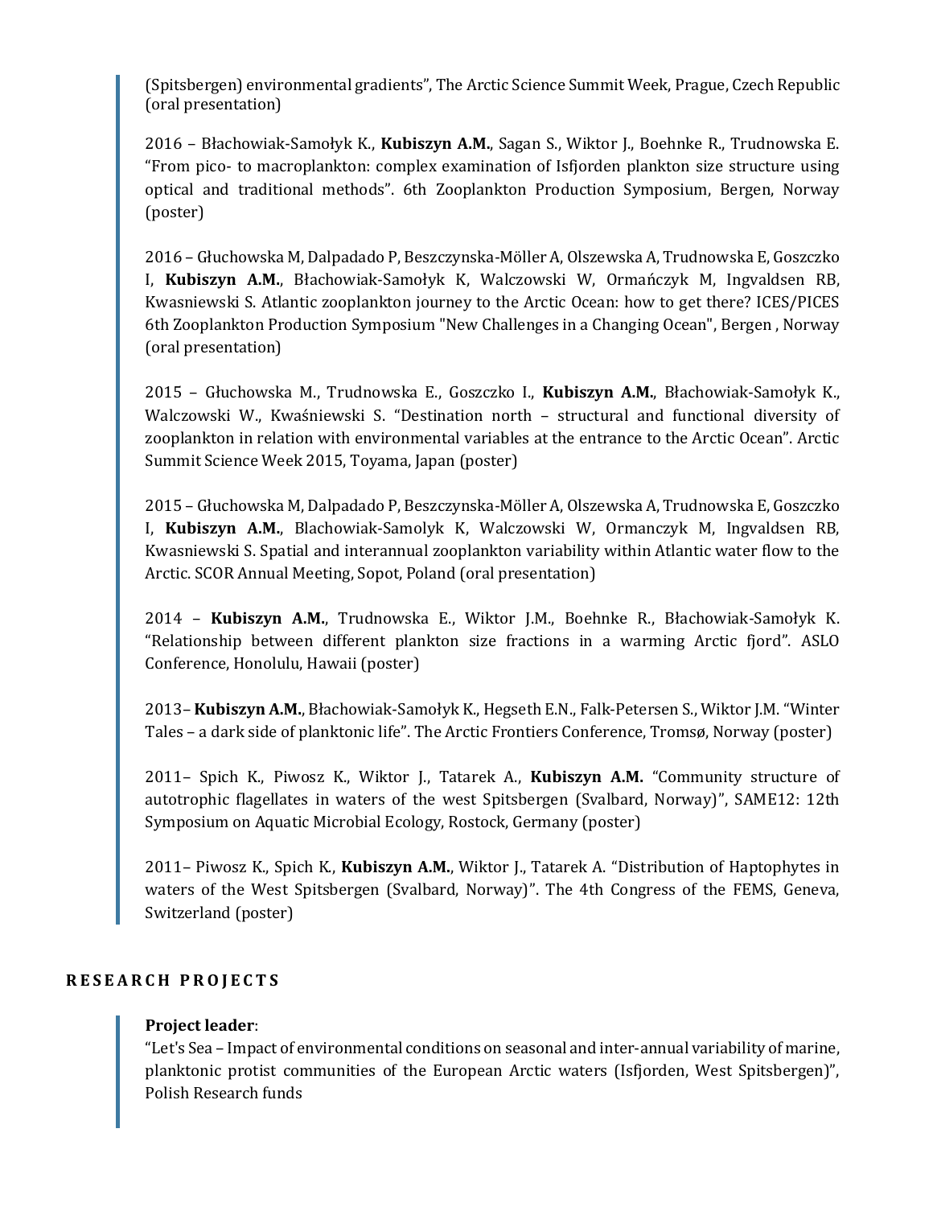(Spitsbergen) environmental gradients", The Arctic Science Summit Week, Prague, Czech Republic (oral presentation)

2016 – Błachowiak-Samołyk K., **Kubiszyn A.M.**, Sagan S., Wiktor J., Boehnke R., Trudnowska E. "From pico- to macroplankton: complex examination of Isfjorden plankton size structure using optical and traditional methods". 6th Zooplankton Production Symposium, Bergen, Norway (poster)

2016 – Głuchowska M, Dalpadado P, Beszczynska-Möller A, Olszewska A, Trudnowska E, Goszczko I, **Kubiszyn A.M.**, Błachowiak-Samołyk K, Walczowski W, Ormańczyk M, Ingvaldsen RB, Kwasniewski S. Atlantic zooplankton journey to the Arctic Ocean: how to get there? ICES/PICES 6th Zooplankton Production Symposium "New Challenges in a Changing Ocean", Bergen , Norway (oral presentation)

2015 – Głuchowska M., Trudnowska E., Goszczko I., **Kubiszyn A.M.**, Błachowiak-Samołyk K., Walczowski W., Kwaśniewski S. "Destination north – structural and functional diversity of zooplankton in relation with environmental variables at the entrance to the Arctic Ocean". Arctic Summit Science Week 2015, Toyama, Japan (poster)

2015 – Głuchowska M, Dalpadado P, Beszczynska-Möller A, Olszewska A, Trudnowska E, Goszczko I, **Kubiszyn A.M.**, Blachowiak-Samolyk K, Walczowski W, Ormanczyk M, Ingvaldsen RB, Kwasniewski S. Spatial and interannual zooplankton variability within Atlantic water flow to the Arctic. SCOR Annual Meeting, Sopot, Poland (oral presentation)

2014 – **Kubiszyn A.M.**, Trudnowska E., Wiktor J.M., Boehnke R., Błachowiak-Samołyk K. "Relationship between different plankton size fractions in a warming Arctic fjord". ASLO Conference, Honolulu, Hawaii (poster)

2013– **Kubiszyn A.M.**, Błachowiak-Samołyk K., Hegseth E.N., Falk-Petersen S., Wiktor J.M. "Winter Tales – a dark side of planktonic life". The Arctic Frontiers Conference, Tromsø, Norway (poster)

2011– Spich K., Piwosz K., Wiktor J., Tatarek A., **Kubiszyn A.M.** "Community structure of autotrophic flagellates in waters of the west Spitsbergen (Svalbard, Norway)", SAME12: 12th Symposium on Aquatic Microbial Ecology, Rostock, Germany (poster)

2011– Piwosz K., Spich K., **Kubiszyn A.M.**, Wiktor J., Tatarek A. "Distribution of Haptophytes in waters of the West Spitsbergen (Svalbard, Norway)". The 4th Congress of the FEMS, Geneva, Switzerland (poster)

## RESEARCH PROJECTS

**Project leader**:
"Let's Sea – Impact of environmental conditions on seasonal and inter-annual variability of marine, planktonic protist communities of the European Arctic waters (Isfjorden, West Spitsbergen)", Polish Research funds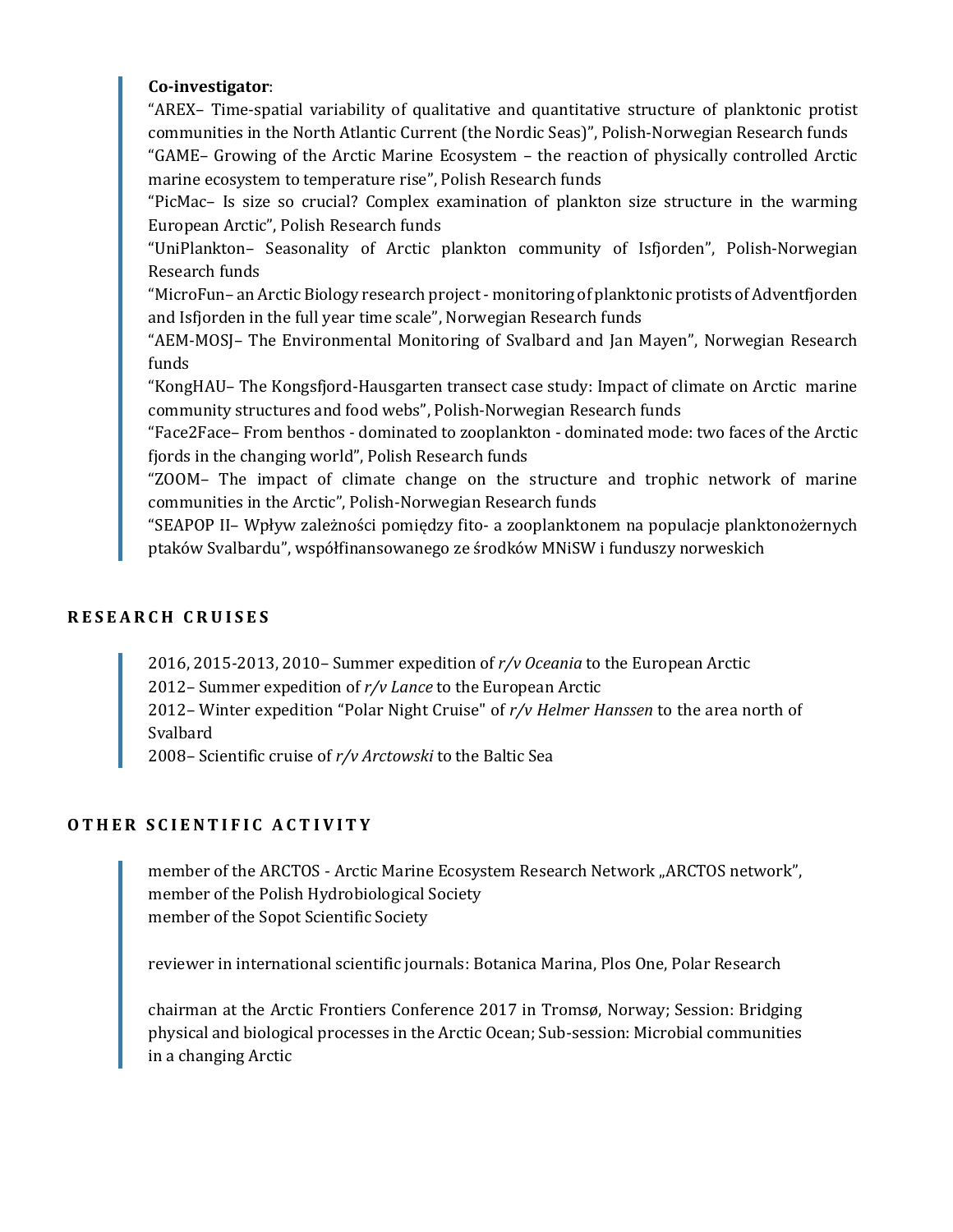**Co-investigator**:

"AREX– Time-spatial variability of qualitative and quantitative structure of planktonic protist communities in the North Atlantic Current (the Nordic Seas)", Polish-Norwegian Research funds

"GAME– Growing of the Arctic Marine Ecosystem – the reaction of physically controlled Arctic marine ecosystem to temperature rise", Polish Research funds

"PicMac– Is size so crucial? Complex examination of plankton size structure in the warming European Arctic", Polish Research funds

"UniPlankton– Seasonality of Arctic plankton community of Isfjorden", Polish-Norwegian Research funds

"MicroFun– an Arctic Biology research project - monitoring of planktonic protists of Adventfjorden and Isfjorden in the full year time scale", Norwegian Research funds

"AEM-MOSJ– The Environmental Monitoring of Svalbard and Jan Mayen", Norwegian Research funds

"KongHAU– The Kongsfjord-Hausgarten transect case study: Impact of climate on Arctic marine community structures and food webs", Polish-Norwegian Research funds

"Face2Face– From benthos - dominated to zooplankton - dominated mode: two faces of the Arctic fjords in the changing world", Polish Research funds

"ZOOM– The impact of climate change on the structure and trophic network of marine communities in the Arctic", Polish-Norwegian Research funds

"SEAPOP II– Wpływ zależności pomiędzy fito- a zooplanktonem na populacje planktonożernych ptaków Svalbardu", współfinansowanego ze środków MNiSW i funduszy norweskich

## RESEARCH CRUISES

2016, 2015-2013, 2010– Summer expedition of *r/v Oceania* to the European Arctic

2012– Summer expedition of *r/v Lance* to the European Arctic

2012– Winter expedition "Polar Night Cruise" of *r/v Helmer Hanssen* to the area north of Svalbard

2008– Scientific cruise of *r/v Arctowski* to the Baltic Sea

## OTHER SCIENTIFIC ACTIVITY

member of the ARCTOS - Arctic Marine Ecosystem Research Network „ARCTOS network",
member of the Polish Hydrobiological Society
member of the Sopot Scientific Society

reviewer in international scientific journals: Botanica Marina, Plos One, Polar Research

chairman at the Arctic Frontiers Conference 2017 in Tromsø, Norway; Session: Bridging physical and biological processes in the Arctic Ocean; Sub-session: Microbial communities in a changing Arctic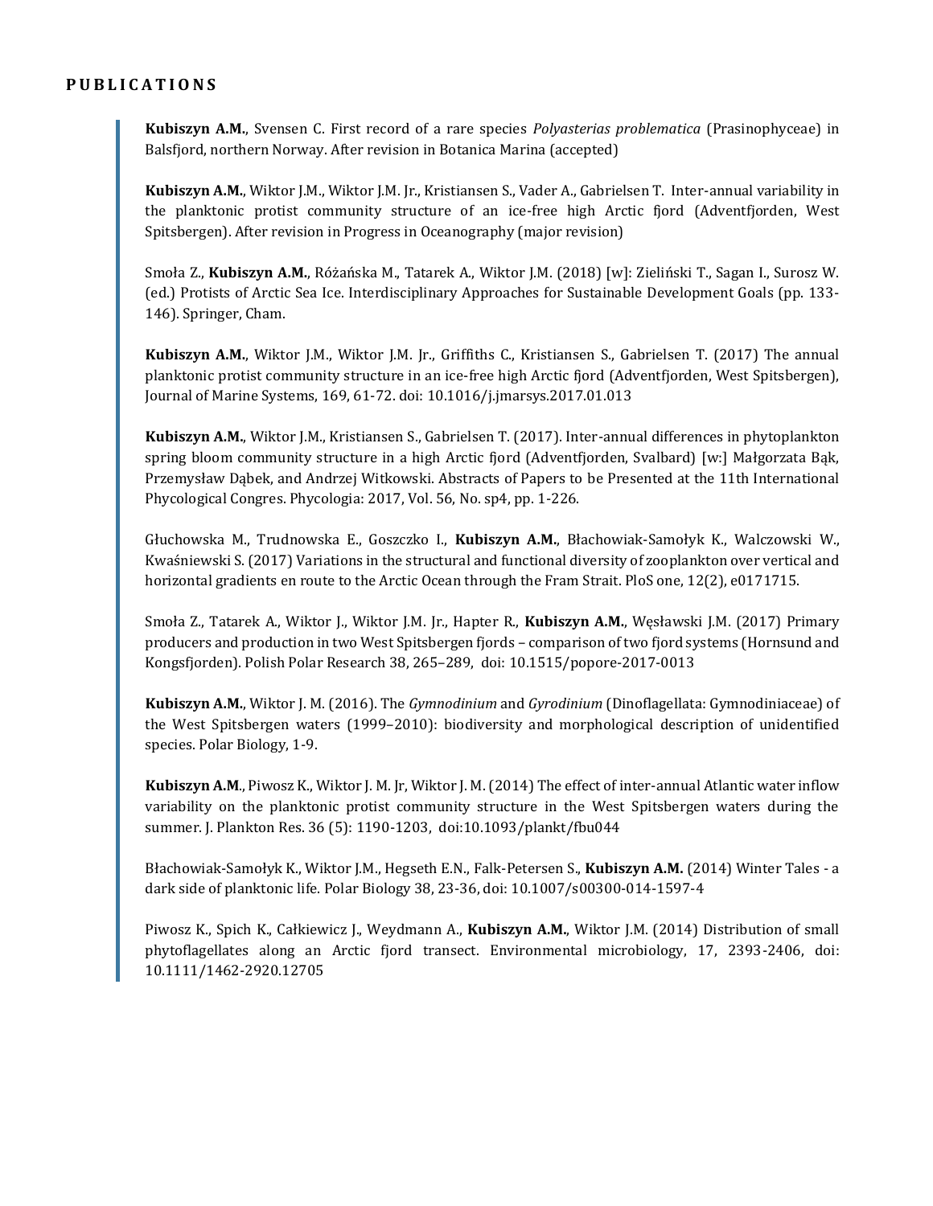## PUBLICATIONS

**Kubiszyn A.M.**, Svensen C. First record of a rare species *Polyasterias problematica* (Prasinophyceae) in Balsfjord, northern Norway. After revision in Botanica Marina (accepted)

**Kubiszyn A.M.**, Wiktor J.M., Wiktor J.M. Jr., Kristiansen S., Vader A., Gabrielsen T. Inter-annual variability in the planktonic protist community structure of an ice-free high Arctic fjord (Adventfjorden, West Spitsbergen). After revision in Progress in Oceanography (major revision)

Smoła Z., **Kubiszyn A.M.**, Różańska M., Tatarek A., Wiktor J.M. (2018) [w]: Zieliński T., Sagan I., Surosz W. (ed.) Protists of Arctic Sea Ice. Interdisciplinary Approaches for Sustainable Development Goals (pp. 133-146). Springer, Cham.

**Kubiszyn A.M.**, Wiktor J.M., Wiktor J.M. Jr., Griffiths C., Kristiansen S., Gabrielsen T. (2017) The annual planktonic protist community structure in an ice-free high Arctic fjord (Adventfjorden, West Spitsbergen), Journal of Marine Systems, 169, 61-72. doi: 10.1016/j.jmarsys.2017.01.013

**Kubiszyn A.M.**, Wiktor J.M., Kristiansen S., Gabrielsen T. (2017). Inter-annual differences in phytoplankton spring bloom community structure in a high Arctic fjord (Adventfjorden, Svalbard) [w:] Małgorzata Bąk, Przemysław Dąbek, and Andrzej Witkowski. Abstracts of Papers to be Presented at the 11th International Phycological Congres. Phycologia: 2017, Vol. 56, No. sp4, pp. 1-226.

Głuchowska M., Trudnowska E., Goszczko I., **Kubiszyn A.M.**, Błachowiak-Samołyk K., Walczowski W., Kwaśniewski S. (2017) Variations in the structural and functional diversity of zooplankton over vertical and horizontal gradients en route to the Arctic Ocean through the Fram Strait. PloS one, 12(2), e0171715.

Smoła Z., Tatarek A., Wiktor J., Wiktor J.M. Jr., Hapter R., **Kubiszyn A.M.**, Węsławski J.M. (2017) Primary producers and production in two West Spitsbergen fjords – comparison of two fjord systems (Hornsund and Kongsfjorden). Polish Polar Research 38, 265–289, doi: 10.1515/popore-2017-0013

**Kubiszyn A.M.**, Wiktor J. M. (2016). The *Gymnodinium* and *Gyrodinium* (Dinoflagellata: Gymnodiniaceae) of the West Spitsbergen waters (1999–2010): biodiversity and morphological description of unidentified species. Polar Biology, 1-9.

**Kubiszyn A.M**., Piwosz K., Wiktor J. M. Jr, Wiktor J. M. (2014) The effect of inter-annual Atlantic water inflow variability on the planktonic protist community structure in the West Spitsbergen waters during the summer. J. Plankton Res. 36 (5): 1190-1203, doi:10.1093/plankt/fbu044

Błachowiak-Samołyk K., Wiktor J.M., Hegseth E.N., Falk-Petersen S., **Kubiszyn A.M.** (2014) Winter Tales - a dark side of planktonic life. Polar Biology 38, 23-36, doi: 10.1007/s00300-014-1597-4

Piwosz K., Spich K., Całkiewicz J., Weydmann A., **Kubiszyn A.M.**, Wiktor J.M. (2014) Distribution of small phytoflagellates along an Arctic fjord transect. Environmental microbiology, 17, 2393-2406, doi: 10.1111/1462-2920.12705